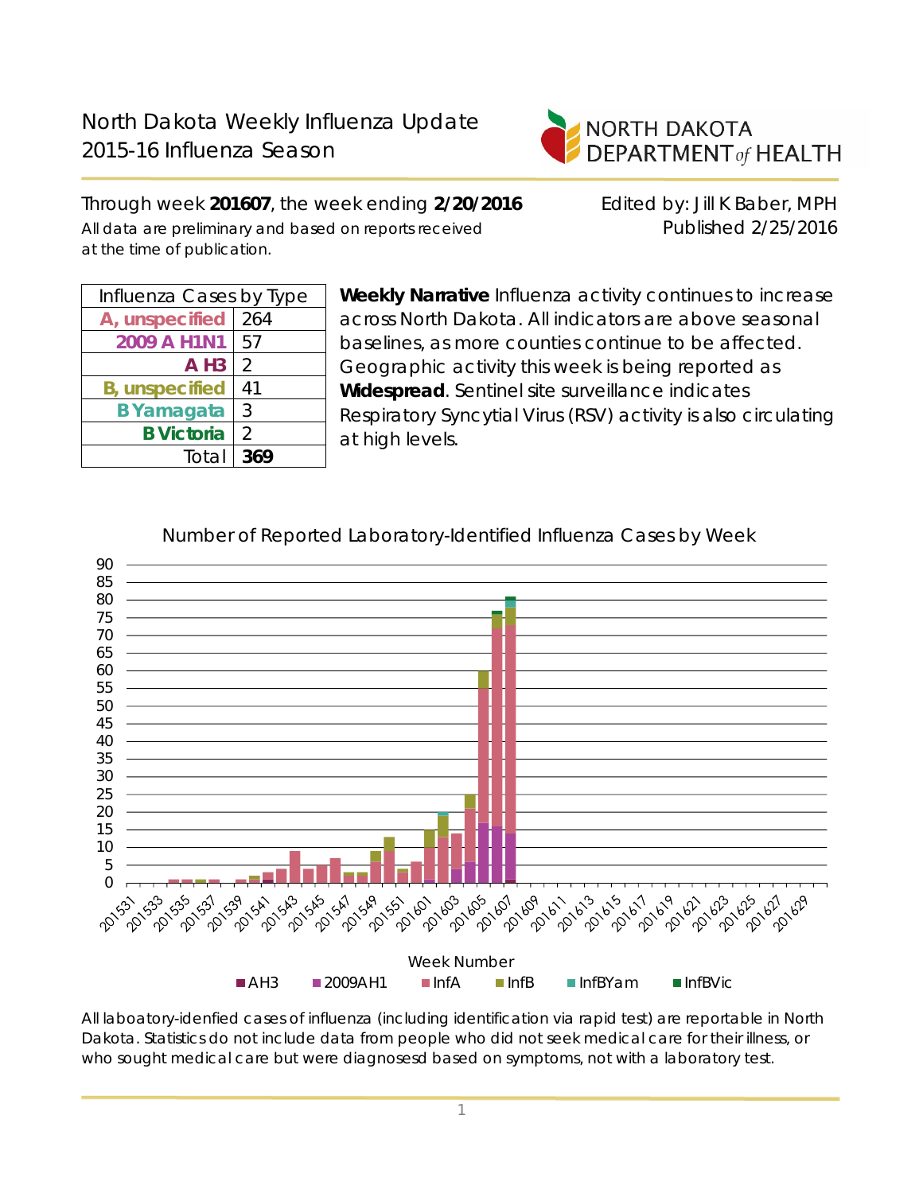# North Dakota Weekly Influenza Update
## 2015-16 Influenza Season

NORTH DAKOTA DEPARTMENT *of* HEALTH

Through week **201607**, the week ending **2/20/2016**

All data are preliminary and based on reports received at the time of publication.

Edited by: Jill K Baber, MPH
Published 2/25/2016

| Influenza Cases by Type | |
|---|---|
| A, unspecified | 264 |
| 2009 A H1N1 | 57 |
| A H3 | 2 |
| B, unspecified | 41 |
| B Yamagata | 3 |
| B Victoria | 2 |
| Total | **369** |

**Weekly Narrative** Influenza activity continues to increase across North Dakota. All indicators are above seasonal baselines, as more counties continue to be affected. Geographic activity this week is being reported as **Widespread**. Sentinel site surveillance indicates Respiratory Syncytial Virus (RSV) activity is also circulating at high levels.

Number of Reported Laboratory-Identified Influenza Cases by Week

Week Number

AH3 | 2009AH1 | InfA | InfB | InfBYam | InfBVic

All laboatory-idenfied cases of influenza (including identification via rapid test) are reportable in North Dakota. Statistics do not include data from people who did not seek medical care for their illness, or who sought medical care but were diagnosesd based on symptoms, not with a laboratory test.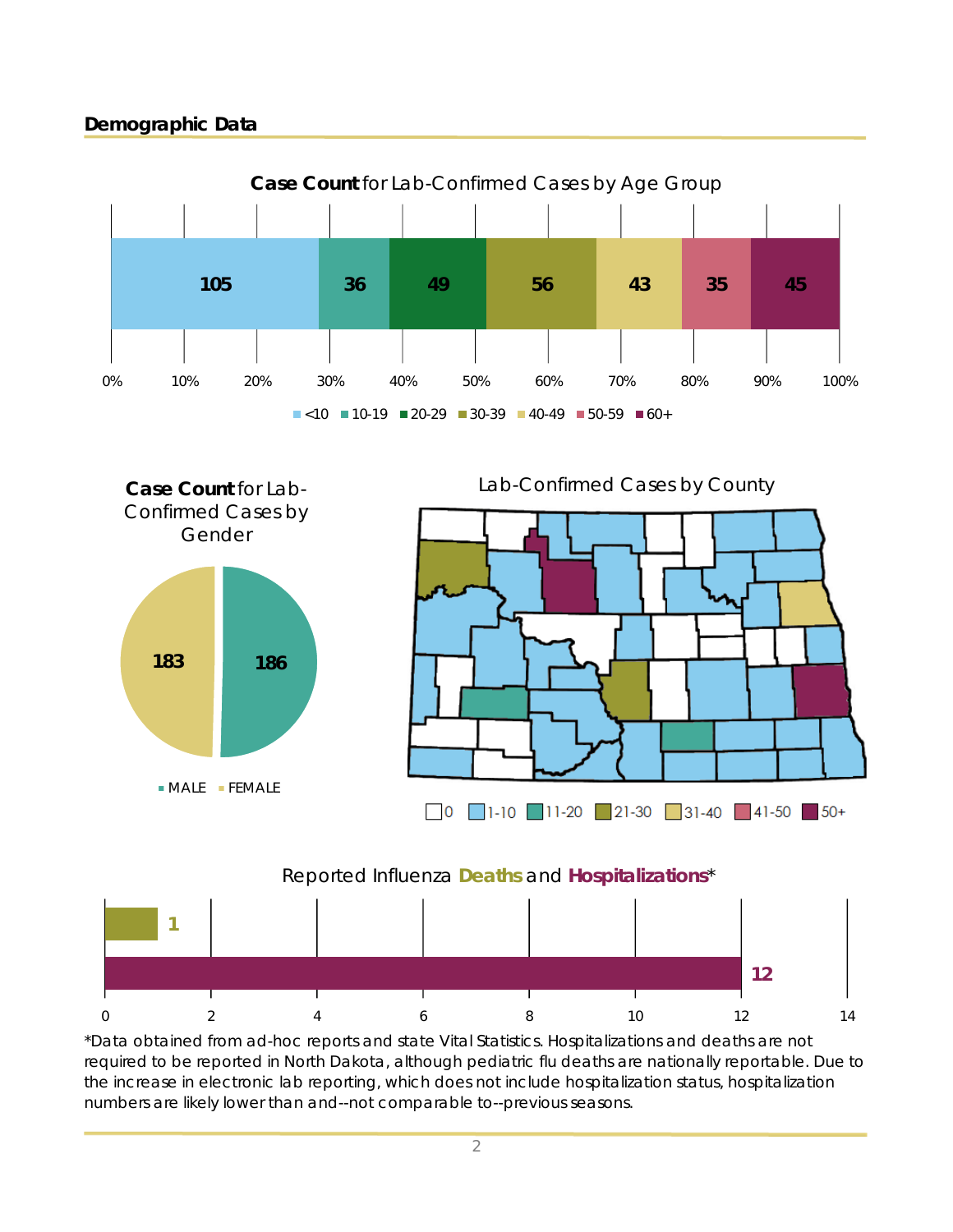## Demographic Data

**Case Count** for Lab-Confirmed Cases by Age Group

| <10 | 10-19 | 20-29 | 30-39 | 40-49 | 50-59 | 60+ |
|---|---|---|---|---|---|---|
| 105 | 36 | 49 | 56 | 43 | 35 | 45 |

**Case Count** for Lab-Confirmed Cases by Gender

| MALE | FEMALE |
|---|---|
| 186 | 183 |

Lab-Confirmed Cases by County

0 | 1-10 | 11-20 | 21-30 | 31-40 | 41-50 | 50+

Reported Influenza **Deaths** and **Hospitalizations***

| Deaths | Hospitalizations |
|---|---|
| 1 | 12 |

*Data obtained from ad-hoc reports and state Vital Statistics. Hospitalizations and deaths are not required to be reported in North Dakota, although pediatric flu deaths are nationally reportable. Due to the increase in electronic lab reporting, which does not include hospitalization status, hospitalization numbers are likely lower than and--not comparable to--previous seasons.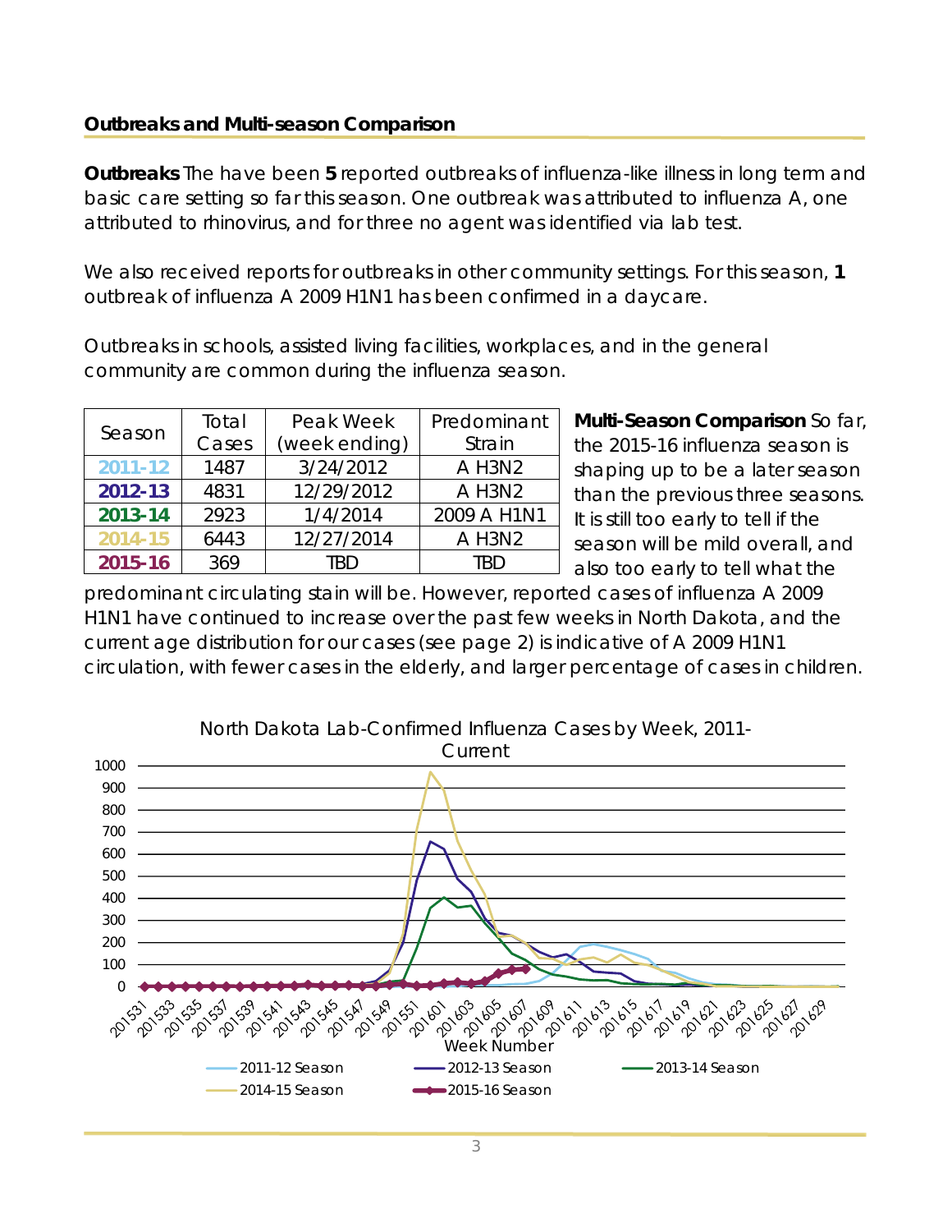## Outbreaks and Multi-season Comparison

**Outbreaks** The have been **5** reported outbreaks of influenza-like illness in long term and basic care setting so far this season. One outbreak was attributed to influenza A, one attributed to rhinovirus, and for three no agent was identified via lab test.

We also received reports for outbreaks in other community settings. For this season, **1** outbreak of influenza A 2009 H1N1 has been confirmed in a daycare.

Outbreaks in schools, assisted living facilities, workplaces, and in the general community are common during the influenza season.

| Season | Total Cases | Peak Week (week ending) | Predominant Strain |
|---|---|---|---|
| 2011-12 | 1487 | 3/24/2012 | A H3N2 |
| 2012-13 | 4831 | 12/29/2012 | A H3N2 |
| 2013-14 | 2923 | 1/4/2014 | 2009 A H1N1 |
| 2014-15 | 6443 | 12/27/2014 | A H3N2 |
| 2015-16 | 369 | TBD | TBD |

**Multi-Season Comparison** So far, the 2015-16 influenza season is shaping up to be a later season than the previous three seasons. It is still too early to tell if the season will be mild overall, and also too early to tell what the predominant circulating stain will be. However, reported cases of influenza A 2009 H1N1 have continued to increase over the past few weeks in North Dakota, and the current age distribution for our cases (see page 2) is indicative of A 2009 H1N1 circulation, with fewer cases in the elderly, and larger percentage of cases in children.

North Dakota Lab-Confirmed Influenza Cases by Week, 2011-Current

Week Number

2011-12 Season, 2012-13 Season, 2013-14 Season, 2014-15 Season, 2015-16 Season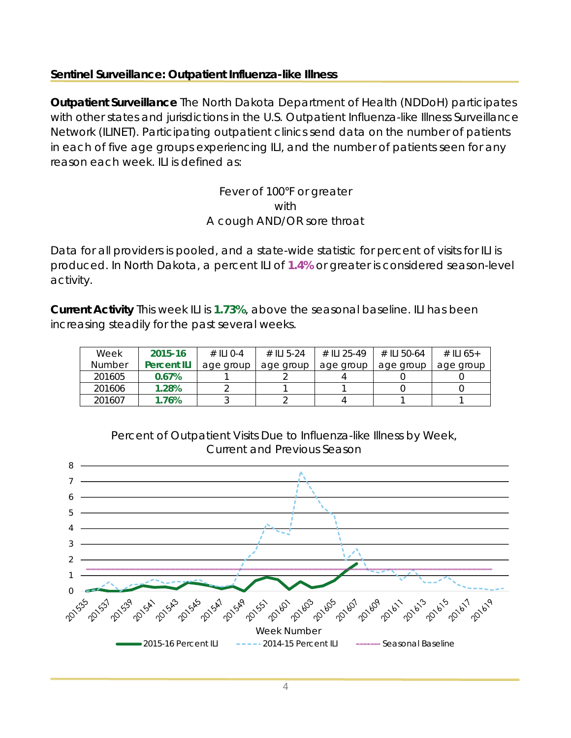## Sentinel Surveillance: Outpatient Influenza-like Illness

**Outpatient Surveillance** The North Dakota Department of Health (NDDoH) participates with other states and jurisdictions in the U.S. Outpatient Influenza-like Illness Surveillance Network (ILINET). Participating outpatient clinics send data on the number of patients in each of five age groups experiencing ILI, and the number of patients seen for any reason each week. ILI is defined as:

Fever of 100°F or greater
with
A cough AND/OR sore throat

Data for all providers is pooled, and a state-wide statistic for percent of visits for ILI is produced. In North Dakota, a percent ILI of **1.4%** or greater is considered season-level activity.

**Current Activity** This week ILI is **1.73%**, above the seasonal baseline. ILI has been increasing steadily for the past several weeks.

| Week Number | 2015-16 Percent ILI | # ILI 0-4 age group | # ILI 5-24 age group | # ILI 25-49 age group | # ILI 50-64 age group | # ILI 65+ age group |
|---|---|---|---|---|---|---|
| 201605 | **0.67%** | 1 | 2 | 4 | 0 | 0 |
| 201606 | **1.28%** | 2 | 1 | 1 | 0 | 0 |
| 201607 | **1.76%** | 3 | 2 | 4 | 1 | 1 |

Percent of Outpatient Visits Due to Influenza-like Illness by Week, Current and Previous Season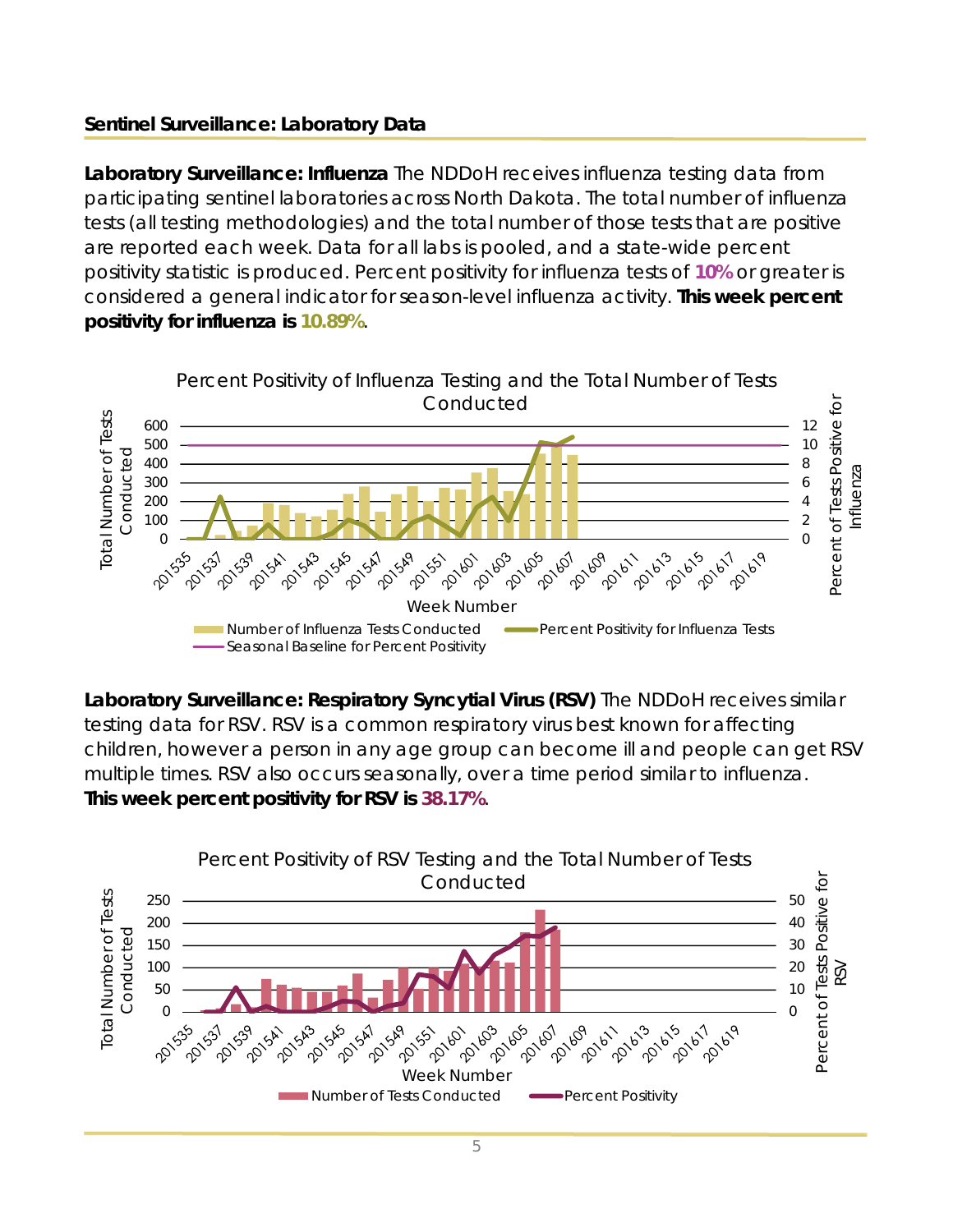## Sentinel Surveillance: Laboratory Data

**Laboratory Surveillance: Influenza** The NDDoH receives influenza testing data from participating sentinel laboratories across North Dakota. The total number of influenza tests (all testing methodologies) and the total number of those tests that are positive are reported each week. Data for all labs is pooled, and a state-wide percent positivity statistic is produced. Percent positivity for influenza tests of **10%** or greater is considered a general indicator for season-level influenza activity. **This week percent positivity for influenza is 10.89%**.

Percent Positivity of Influenza Testing and the Total Number of Tests Conducted

**Laboratory Surveillance: Respiratory Syncytial Virus (RSV)** The NDDoH receives similar testing data for RSV. RSV is a common respiratory virus best known for affecting children, however a person in any age group can become ill and people can get RSV multiple times. RSV also occurs seasonally, over a time period similar to influenza. **This week percent positivity for RSV is 38.17%**.

Percent Positivity of RSV Testing and the Total Number of Tests Conducted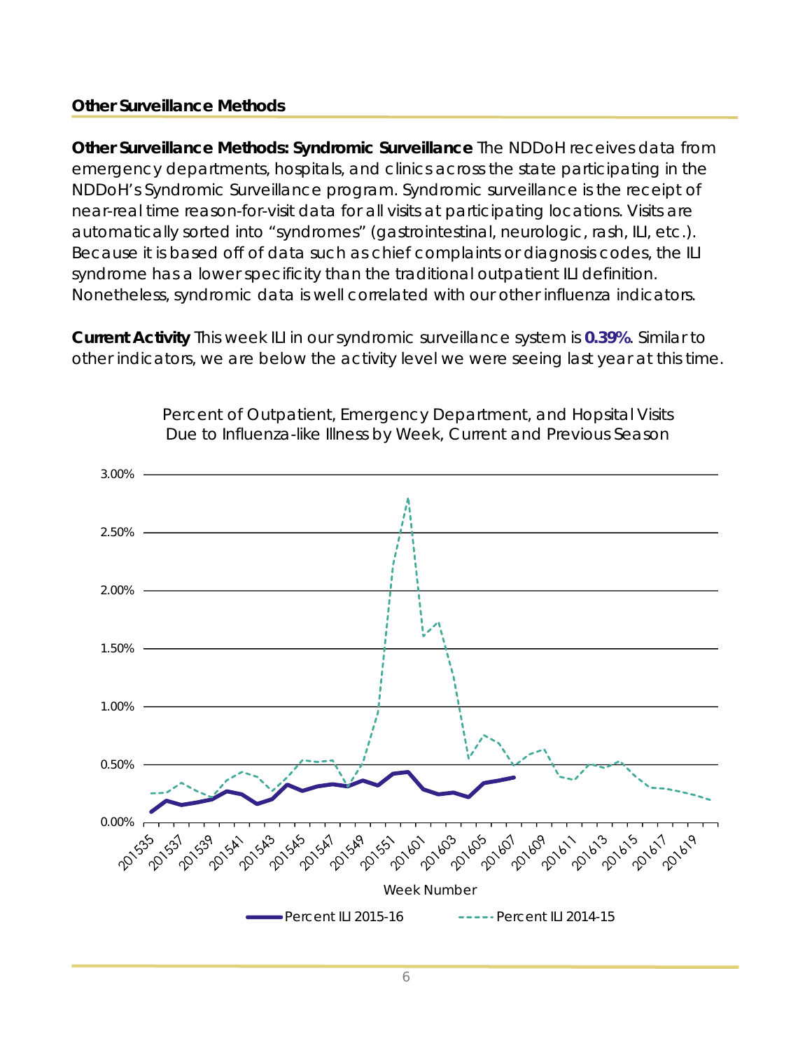## Other Surveillance Methods

**Other Surveillance Methods: Syndromic Surveillance** The NDDoH receives data from emergency departments, hospitals, and clinics across the state participating in the NDDoH's Syndromic Surveillance program. Syndromic surveillance is the receipt of near-real time reason-for-visit data for all visits at participating locations. Visits are automatically sorted into "syndromes" (gastrointestinal, neurologic, rash, ILI, etc.). Because it is based off of data such as chief complaints or diagnosis codes, the ILI syndrome has a lower specificity than the traditional outpatient ILI definition. Nonetheless, syndromic data is well correlated with our other influenza indicators.

**Current Activity** This week ILI in our syndromic surveillance system is **0.39%**. Similar to other indicators, we are below the activity level we were seeing last year at this time.

Percent of Outpatient, Emergency Department, and Hopsital Visits Due to Influenza-like Illness by Week, Current and Previous Season

Week Number

Percent ILI 2015-16 — Percent ILI 2014-15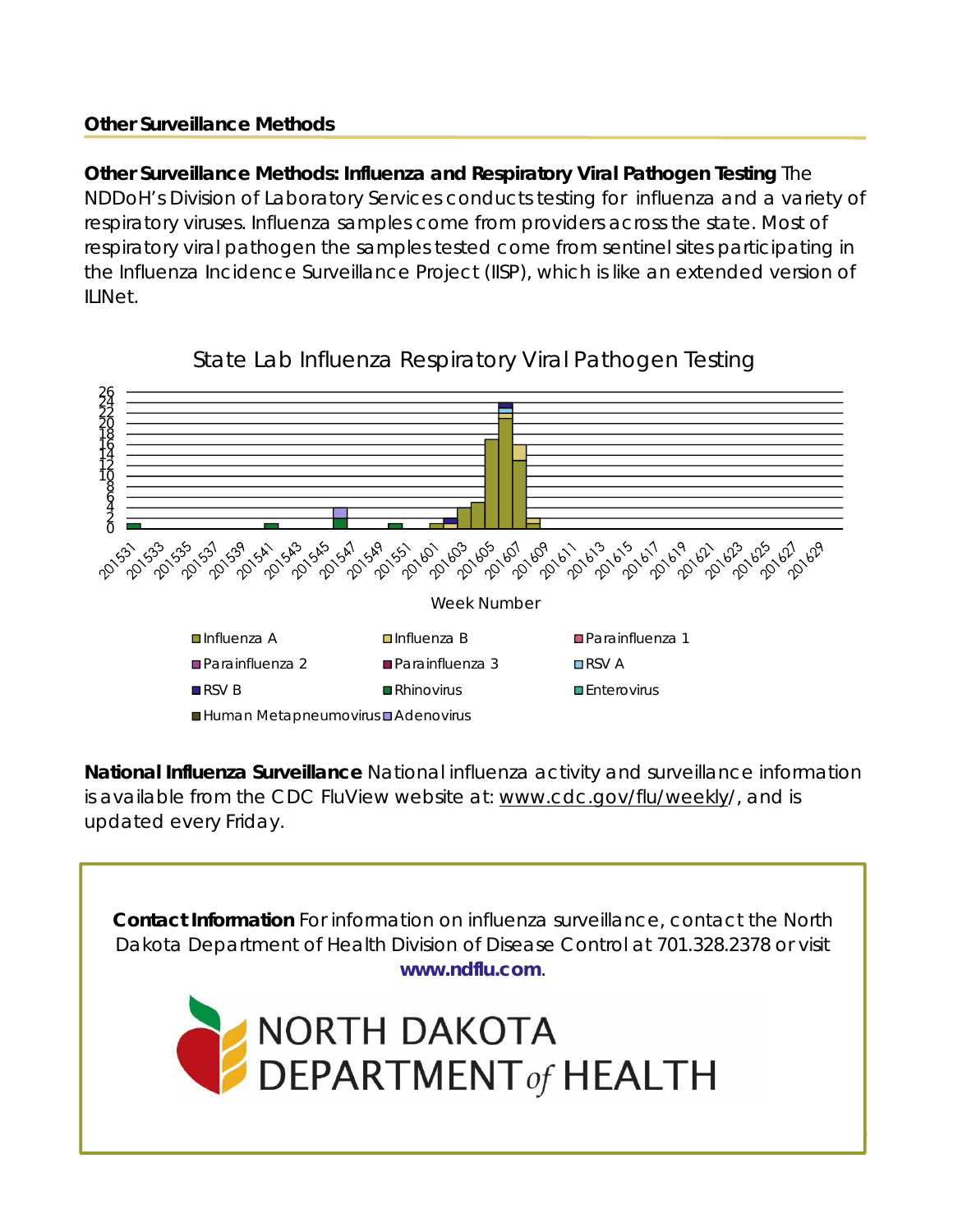## Other Surveillance Methods

**Other Surveillance Methods: Influenza and Respiratory Viral Pathogen Testing** The NDDoH's Division of Laboratory Services conducts testing for influenza and a variety of respiratory viruses. Influenza samples come from providers across the state. Most of respiratory viral pathogen the samples tested come from sentinel sites participating in the Influenza Incidence Surveillance Project (IISP), which is like an extended version of ILINet.

State Lab Influenza Respiratory Viral Pathogen Testing

26
24
22
20
18
16
14
12
10
8
6
4
2
0

201531 201533 201535 201537 201539 201541 201543 201545 201547 201549 201551 201601 201603 201605 201607 201609 201611 201613 201615 201617 201619 201621 201623 201625 201627 201629

Week Number

Influenza A
Influenza B
Parainfluenza 1
Parainfluenza 2
Parainfluenza 3
RSV A
RSV B
Rhinovirus
Enterovirus
Human Metapneumovirus
Adenovirus

**National Influenza Surveillance** National influenza activity and surveillance information is available from the CDC FluView website at: www.cdc.gov/flu/weekly/, and is updated every Friday.

**Contact Information** For information on influenza surveillance, contact the North Dakota Department of Health Division of Disease Control at 701.328.2378 or visit **www.ndflu.com**.

NORTH DAKOTA DEPARTMENT *of* HEALTH